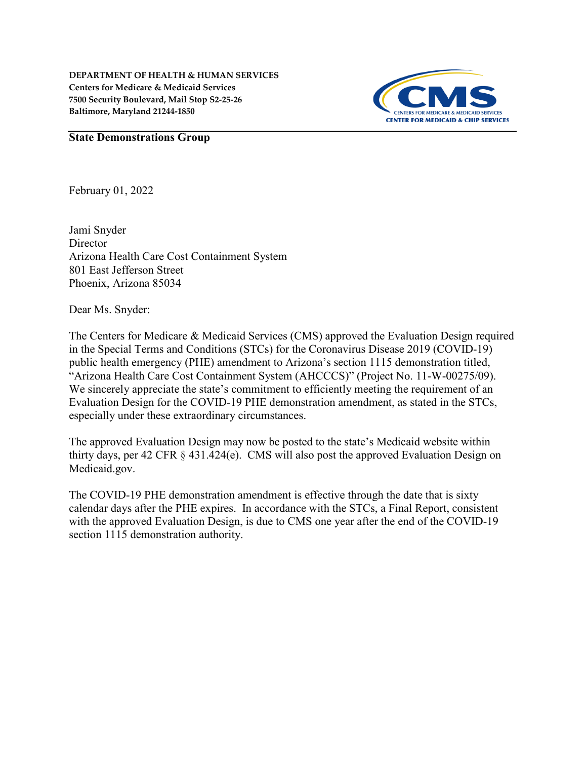**DEPARTMENT OF HEALTH & HUMAN SERVICES**
**Centers for Medicare & Medicaid Services**
**7500 Security Boulevard, Mail Stop S2-25-26**
**Baltimore, Maryland 21244-1850**

**State Demonstrations Group**

February 01, 2022

Jami Snyder
Director
Arizona Health Care Cost Containment System
801 East Jefferson Street
Phoenix, Arizona 85034

Dear Ms. Snyder:

The Centers for Medicare & Medicaid Services (CMS) approved the Evaluation Design required in the Special Terms and Conditions (STCs) for the Coronavirus Disease 2019 (COVID-19) public health emergency (PHE) amendment to Arizona's section 1115 demonstration titled, "Arizona Health Care Cost Containment System (AHCCCS)" (Project No. 11-W-00275/09). We sincerely appreciate the state's commitment to efficiently meeting the requirement of an Evaluation Design for the COVID-19 PHE demonstration amendment, as stated in the STCs, especially under these extraordinary circumstances.

The approved Evaluation Design may now be posted to the state's Medicaid website within thirty days, per 42 CFR § 431.424(e). CMS will also post the approved Evaluation Design on Medicaid.gov.

The COVID-19 PHE demonstration amendment is effective through the date that is sixty calendar days after the PHE expires. In accordance with the STCs, a Final Report, consistent with the approved Evaluation Design, is due to CMS one year after the end of the COVID-19 section 1115 demonstration authority.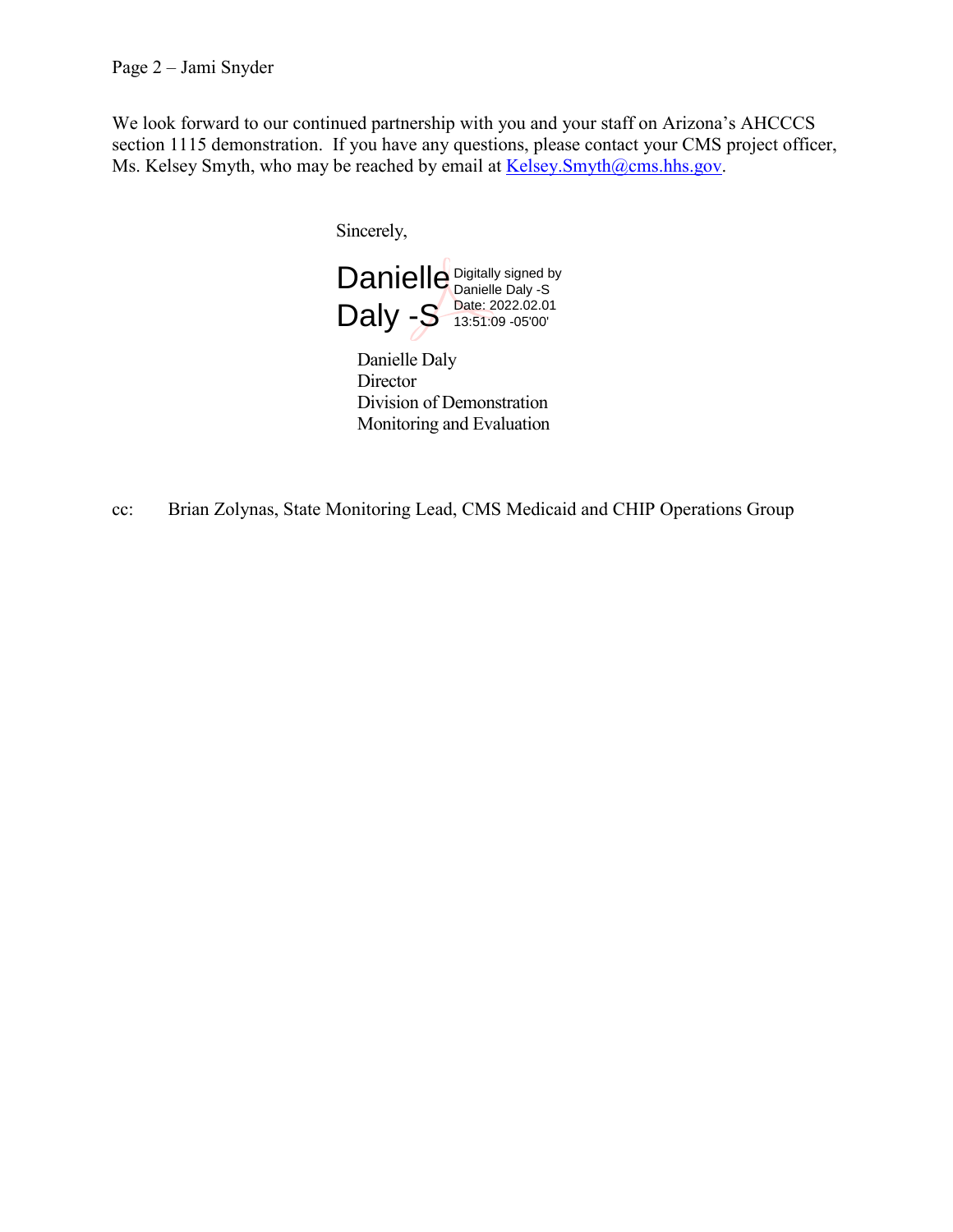We look forward to our continued partnership with you and your staff on Arizona's AHCCCS section 1115 demonstration. If you have any questions, please contact your CMS project officer, Ms. Kelsey Smyth, who may be reached by email at Kelsey.Smyth@cms.hhs.gov.

Sincerely,

Danielle Daly -S

Digitally signed by Danielle Daly -S
Date: 2022.02.01 13:51:09 -05'00'

Danielle Daly
Director
Division of Demonstration
Monitoring and Evaluation

cc: Brian Zolynas, State Monitoring Lead, CMS Medicaid and CHIP Operations Group